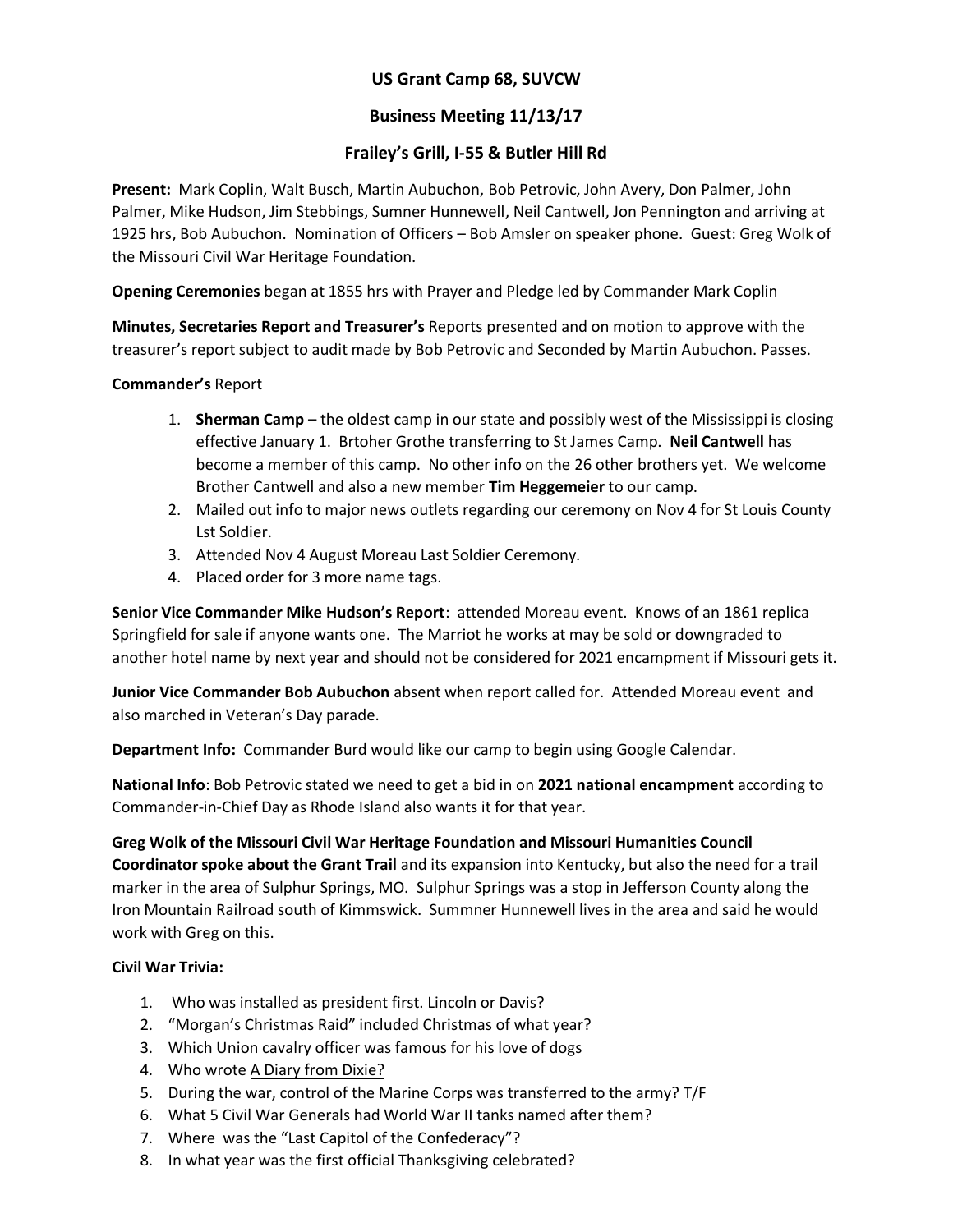# US Grant Camp 68, SUVCW

## Business Meeting 11/13/17

## Frailey's Grill, I-55 & Butler Hill Rd

**Present:** Mark Coplin, Walt Busch, Martin Aubuchon, Bob Petrovic, John Avery, Don Palmer, John Palmer, Mike Hudson, Jim Stebbings, Sumner Hunnewell, Neil Cantwell, Jon Pennington and arriving at 1925 hrs, Bob Aubuchon. Nomination of Officers – Bob Amsler on speaker phone. Guest: Greg Wolk of the Missouri Civil War Heritage Foundation.

**Opening Ceremonies** began at 1855 hrs with Prayer and Pledge led by Commander Mark Coplin

**Minutes, Secretaries Report and Treasurer's** Reports presented and on motion to approve with the treasurer's report subject to audit made by Bob Petrovic and Seconded by Martin Aubuchon. Passes.

**Commander's** Report

1. **Sherman Camp** – the oldest camp in our state and possibly west of the Mississippi is closing effective January 1. Brtoher Grothe transferring to St James Camp. **Neil Cantwell** has become a member of this camp. No other info on the 26 other brothers yet. We welcome Brother Cantwell and also a new member **Tim Heggemeier** to our camp.
2. Mailed out info to major news outlets regarding our ceremony on Nov 4 for St Louis County Lst Soldier.
3. Attended Nov 4 August Moreau Last Soldier Ceremony.
4. Placed order for 3 more name tags.

**Senior Vice Commander Mike Hudson's Report**: attended Moreau event. Knows of an 1861 replica Springfield for sale if anyone wants one. The Marriot he works at may be sold or downgraded to another hotel name by next year and should not be considered for 2021 encampment if Missouri gets it.

**Junior Vice Commander Bob Aubuchon** absent when report called for. Attended Moreau event and also marched in Veteran's Day parade.

**Department Info:** Commander Burd would like our camp to begin using Google Calendar.

**National Info**: Bob Petrovic stated we need to get a bid in on **2021 national encampment** according to Commander-in-Chief Day as Rhode Island also wants it for that year.

**Greg Wolk of the Missouri Civil War Heritage Foundation and Missouri Humanities Council Coordinator spoke about the Grant Trail** and its expansion into Kentucky, but also the need for a trail marker in the area of Sulphur Springs, MO. Sulphur Springs was a stop in Jefferson County along the Iron Mountain Railroad south of Kimmswick. Summner Hunnewell lives in the area and said he would work with Greg on this.

**Civil War Trivia:**

1. Who was installed as president first. Lincoln or Davis?
2. "Morgan's Christmas Raid" included Christmas of what year?
3. Which Union cavalry officer was famous for his love of dogs
4. Who wrote A Diary from Dixie?
5. During the war, control of the Marine Corps was transferred to the army? T/F
6. What 5 Civil War Generals had World War II tanks named after them?
7. Where was the "Last Capitol of the Confederacy"?
8. In what year was the first official Thanksgiving celebrated?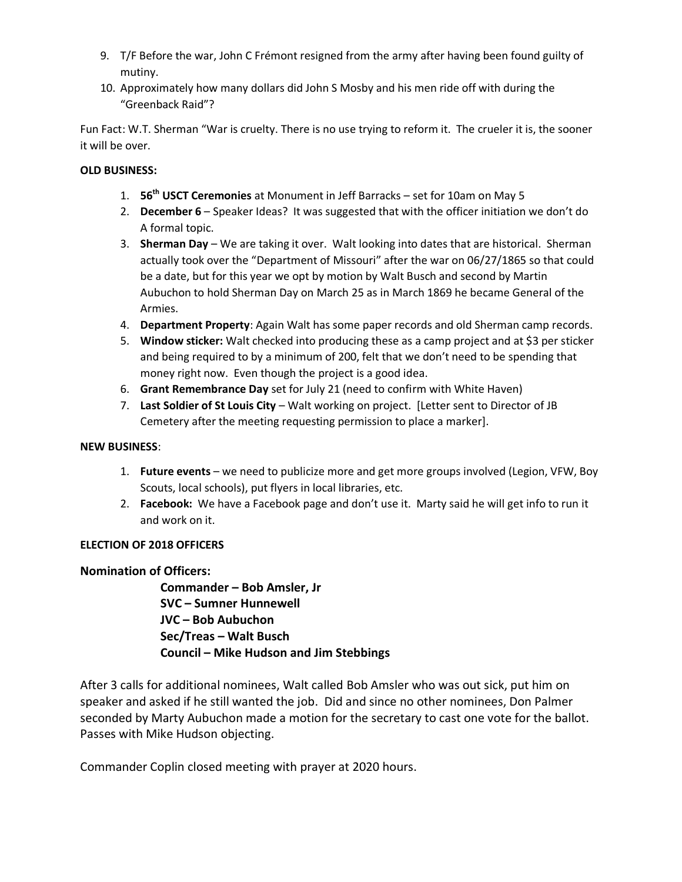9. T/F Before the war, John C Frémont resigned from the army after having been found guilty of mutiny.
10. Approximately how many dollars did John S Mosby and his men ride off with during the "Greenback Raid"?

Fun Fact: W.T. Sherman "War is cruelty. There is no use trying to reform it. The crueler it is, the sooner it will be over.

**OLD BUSINESS:**

1. **56th USCT Ceremonies** at Monument in Jeff Barracks – set for 10am on May 5
2. **December 6** – Speaker Ideas? It was suggested that with the officer initiation we don't do A formal topic.
3. **Sherman Day** – We are taking it over. Walt looking into dates that are historical. Sherman actually took over the "Department of Missouri" after the war on 06/27/1865 so that could be a date, but for this year we opt by motion by Walt Busch and second by Martin Aubuchon to hold Sherman Day on March 25 as in March 1869 he became General of the Armies.
4. **Department Property**: Again Walt has some paper records and old Sherman camp records.
5. **Window sticker:** Walt checked into producing these as a camp project and at $3 per sticker and being required to by a minimum of 200, felt that we don't need to be spending that money right now. Even though the project is a good idea.
6. **Grant Remembrance Day** set for July 21 (need to confirm with White Haven)
7. **Last Soldier of St Louis City** – Walt working on project. [Letter sent to Director of JB Cemetery after the meeting requesting permission to place a marker].

**NEW BUSINESS**:

1. **Future events** – we need to publicize more and get more groups involved (Legion, VFW, Boy Scouts, local schools), put flyers in local libraries, etc.
2. **Facebook:** We have a Facebook page and don't use it. Marty said he will get info to run it and work on it.

**ELECTION OF 2018 OFFICERS**

**Nomination of Officers:**

**Commander – Bob Amsler, Jr**
**SVC – Sumner Hunnewell**
**JVC – Bob Aubuchon**
**Sec/Treas – Walt Busch**
**Council – Mike Hudson and Jim Stebbings**

After 3 calls for additional nominees, Walt called Bob Amsler who was out sick, put him on speaker and asked if he still wanted the job. Did and since no other nominees, Don Palmer seconded by Marty Aubuchon made a motion for the secretary to cast one vote for the ballot. Passes with Mike Hudson objecting.

Commander Coplin closed meeting with prayer at 2020 hours.